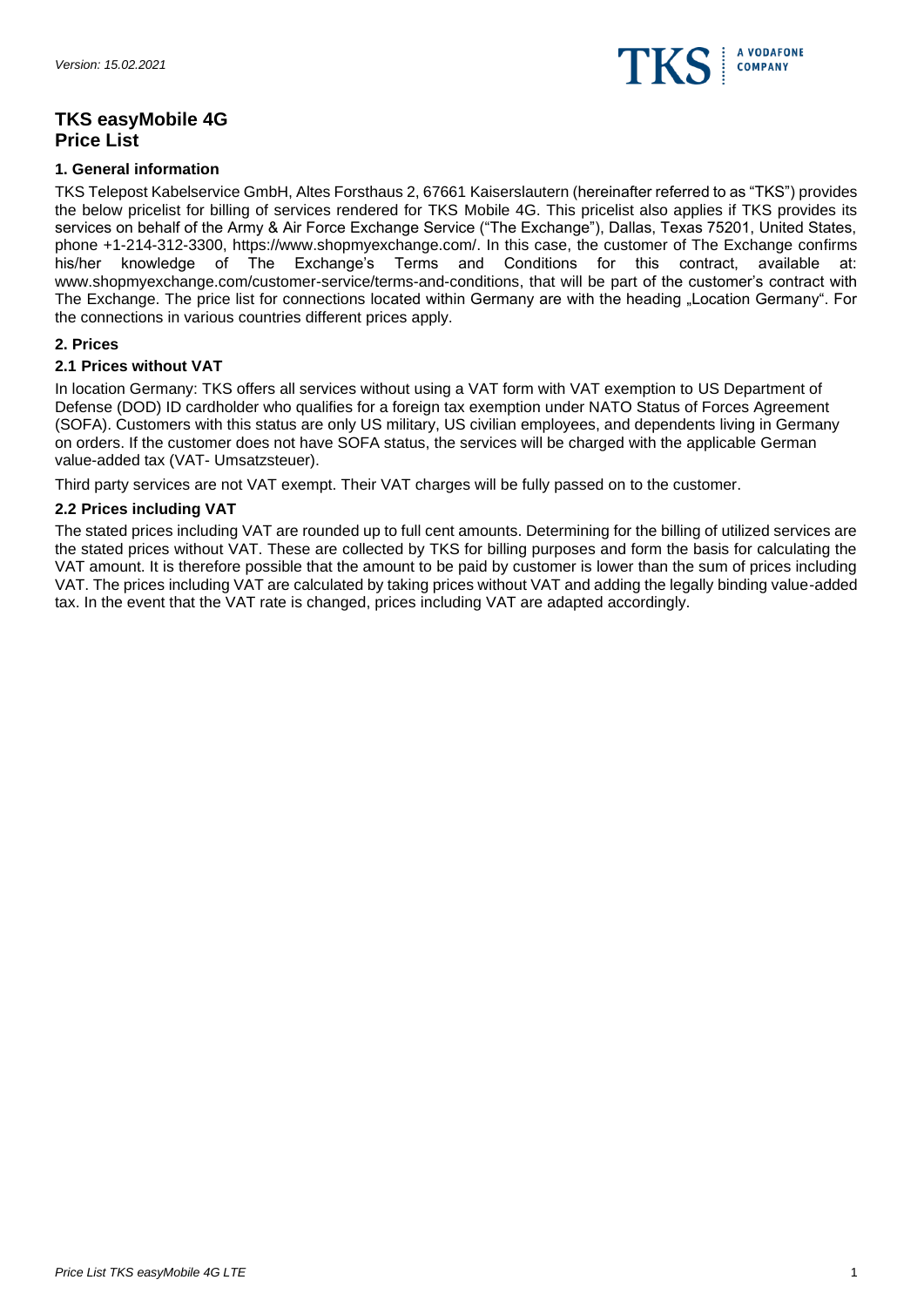*Version: 15.02.2021*

# TKS easyMobile 4G Price List

## 1. General information

TKS Telepost Kabelservice GmbH, Altes Forsthaus 2, 67661 Kaiserslautern (hereinafter referred to as "TKS") provides the below pricelist for billing of services rendered for TKS Mobile 4G. This pricelist also applies if TKS provides its services on behalf of the Army & Air Force Exchange Service ("The Exchange"), Dallas, Texas 75201, United States, phone +1-214-312-3300, https://www.shopmyexchange.com/. In this case, the customer of The Exchange confirms his/her knowledge of The Exchange's Terms and Conditions for this contract, available at: www.shopmyexchange.com/customer-service/terms-and-conditions, that will be part of the customer's contract with The Exchange. The price list for connections located within Germany are with the heading „Location Germany". For the connections in various countries different prices apply.

## 2. Prices

### 2.1 Prices without VAT

In location Germany: TKS offers all services without using a VAT form with VAT exemption to US Department of Defense (DOD) ID cardholder who qualifies for a foreign tax exemption under NATO Status of Forces Agreement (SOFA). Customers with this status are only US military, US civilian employees, and dependents living in Germany on orders. If the customer does not have SOFA status, the services will be charged with the applicable German value-added tax (VAT- Umsatzsteuer).

Third party services are not VAT exempt. Their VAT charges will be fully passed on to the customer.

### 2.2 Prices including VAT

The stated prices including VAT are rounded up to full cent amounts. Determining for the billing of utilized services are the stated prices without VAT. These are collected by TKS for billing purposes and form the basis for calculating the VAT amount. It is therefore possible that the amount to be paid by customer is lower than the sum of prices including VAT. The prices including VAT are calculated by taking prices without VAT and adding the legally binding value-added tax. In the event that the VAT rate is changed, prices including VAT are adapted accordingly.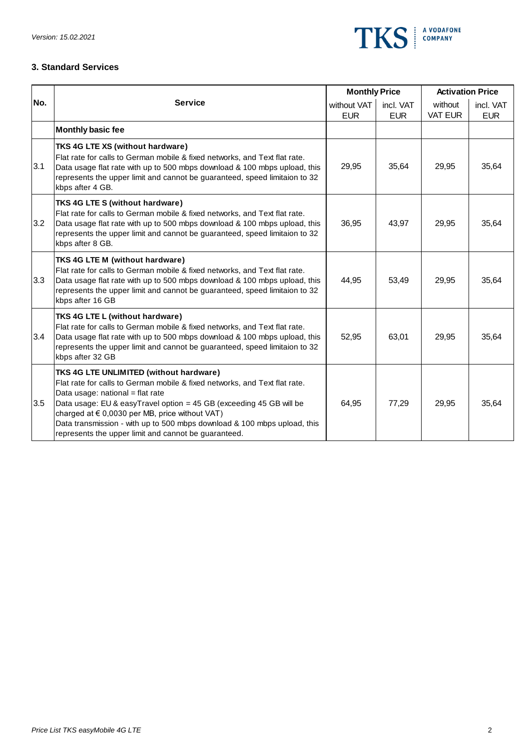### 3. Standard Services

| No. | Service | Monthly Price | | Activation Price | |
|---|---|---|---|---|---|
| | | without VAT EUR | incl. VAT EUR | without VAT EUR | incl. VAT EUR |
| | **Monthly basic fee** | | | | |
| 3.1 | **TKS 4G LTE XS (without hardware)**<br>Flat rate for calls to German mobile & fixed networks, and Text flat rate.<br>Data usage flat rate with up to 500 mbps download & 100 mbps upload, this represents the upper limit and cannot be guaranteed, speed limitaion to 32 kbps after 4 GB. | 29,95 | 35,64 | 29,95 | 35,64 |
| 3.2 | **TKS 4G LTE S (without hardware)**<br>Flat rate for calls to German mobile & fixed networks, and Text flat rate.<br>Data usage flat rate with up to 500 mbps download & 100 mbps upload, this represents the upper limit and cannot be guaranteed, speed limitaion to 32 kbps after 8 GB. | 36,95 | 43,97 | 29,95 | 35,64 |
| 3.3 | **TKS 4G LTE M (without hardware)**<br>Flat rate for calls to German mobile & fixed networks, and Text flat rate.<br>Data usage flat rate with up to 500 mbps download & 100 mbps upload, this represents the upper limit and cannot be guaranteed, speed limitaion to 32 kbps after 16 GB | 44,95 | 53,49 | 29,95 | 35,64 |
| 3.4 | **TKS 4G LTE L (without hardware)**<br>Flat rate for calls to German mobile & fixed networks, and Text flat rate.<br>Data usage flat rate with up to 500 mbps download & 100 mbps upload, this represents the upper limit and cannot be guaranteed, speed limitaion to 32 kbps after 32 GB | 52,95 | 63,01 | 29,95 | 35,64 |
| 3.5 | **TKS 4G LTE UNLIMITED (without hardware)**<br>Flat rate for calls to German mobile & fixed networks, and Text flat rate.<br>Data usage: national = flat rate<br>Data usage: EU & easyTravel option = 45 GB (exceeding 45 GB will be charged at € 0,0030 per MB, price without VAT)<br>Data transmission - with up to 500 mbps download & 100 mbps upload, this represents the upper limit and cannot be guaranteed. | 64,95 | 77,29 | 29,95 | 35,64 |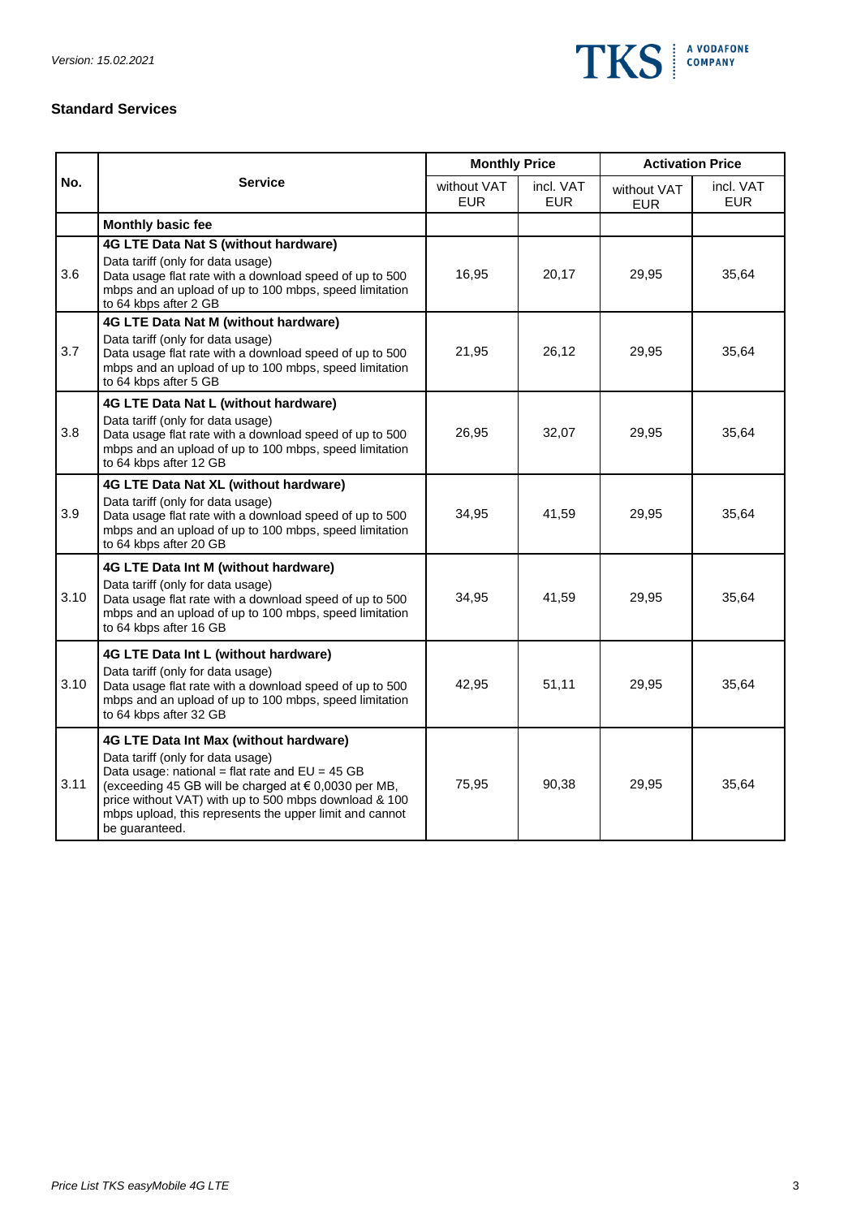## Standard Services

| No. | Service | Monthly Price | | Activation Price | |
|---|---|---|---|---|---|
| | | without VAT EUR | incl. VAT EUR | without VAT EUR | incl. VAT EUR |
| | **Monthly basic fee** | | | | |
| 3.6 | **4G LTE Data Nat S (without hardware)**<br>Data tariff (only for data usage)<br>Data usage flat rate with a download speed of up to 500 mbps and an upload of up to 100 mbps, speed limitation to 64 kbps after 2 GB | 16,95 | 20,17 | 29,95 | 35,64 |
| 3.7 | **4G LTE Data Nat M (without hardware)**<br>Data tariff (only for data usage)<br>Data usage flat rate with a download speed of up to 500 mbps and an upload of up to 100 mbps, speed limitation to 64 kbps after 5 GB | 21,95 | 26,12 | 29,95 | 35,64 |
| 3.8 | **4G LTE Data Nat L (without hardware)**<br>Data tariff (only for data usage)<br>Data usage flat rate with a download speed of up to 500 mbps and an upload of up to 100 mbps, speed limitation to 64 kbps after 12 GB | 26,95 | 32,07 | 29,95 | 35,64 |
| 3.9 | **4G LTE Data Nat XL (without hardware)**<br>Data tariff (only for data usage)<br>Data usage flat rate with a download speed of up to 500 mbps and an upload of up to 100 mbps, speed limitation to 64 kbps after 20 GB | 34,95 | 41,59 | 29,95 | 35,64 |
| 3.10 | **4G LTE Data Int M (without hardware)**<br>Data tariff (only for data usage)<br>Data usage flat rate with a download speed of up to 500 mbps and an upload of up to 100 mbps, speed limitation to 64 kbps after 16 GB | 34,95 | 41,59 | 29,95 | 35,64 |
| 3.10 | **4G LTE Data Int L (without hardware)**<br>Data tariff (only for data usage)<br>Data usage flat rate with a download speed of up to 500 mbps and an upload of up to 100 mbps, speed limitation to 64 kbps after 32 GB | 42,95 | 51,11 | 29,95 | 35,64 |
| 3.11 | **4G LTE Data Int Max (without hardware)**<br>Data tariff (only for data usage)<br>Data usage: national = flat rate and EU = 45 GB (exceeding 45 GB will be charged at € 0,0030 per MB, price without VAT) with up to 500 mbps download & 100 mbps upload, this represents the upper limit and cannot be guaranteed. | 75,95 | 90,38 | 29,95 | 35,64 |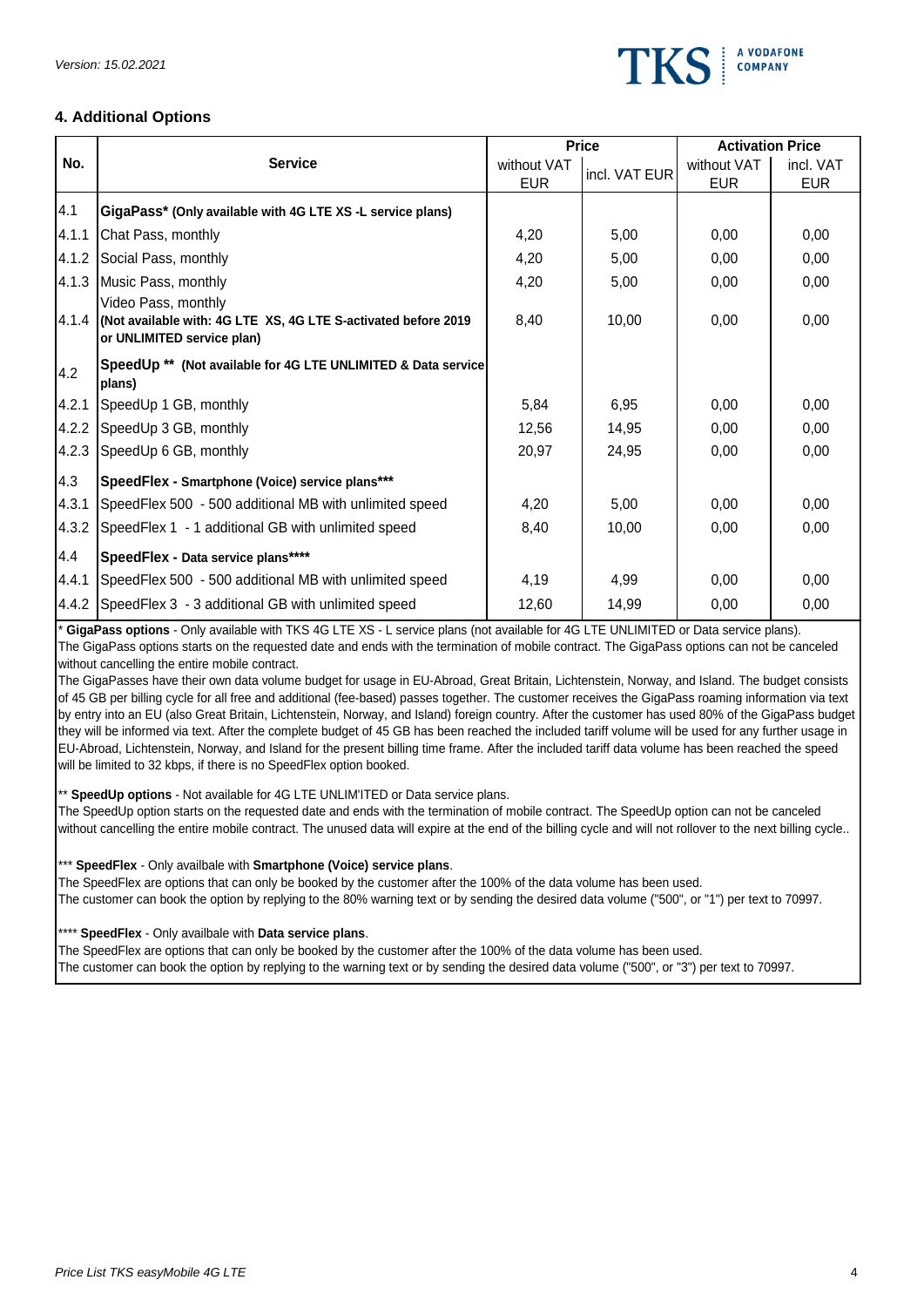## 4. Additional Options

| No. | Service | Price | | Activation Price | |
|---|---|---|---|---|---|
| | | without VAT EUR | incl. VAT EUR | without VAT EUR | incl. VAT EUR |
| 4.1 | **GigaPass* (Only available with 4G LTE XS -L service plans)** | | | | |
| 4.1.1 | Chat Pass, monthly | 4,20 | 5,00 | 0,00 | 0,00 |
| 4.1.2 | Social Pass, monthly | 4,20 | 5,00 | 0,00 | 0,00 |
| 4.1.3 | Music Pass, monthly | 4,20 | 5,00 | 0,00 | 0,00 |
| 4.1.4 | Video Pass, monthly **(Not available with: 4G LTE XS, 4G LTE S-activated before 2019 or UNLIMITED service plan)** | 8,40 | 10,00 | 0,00 | 0,00 |
| 4.2 | **SpeedUp ** (Not available for 4G LTE UNLIMITED & Data service plans)** | | | | |
| 4.2.1 | SpeedUp 1 GB, monthly | 5,84 | 6,95 | 0,00 | 0,00 |
| 4.2.2 | SpeedUp 3 GB, monthly | 12,56 | 14,95 | 0,00 | 0,00 |
| 4.2.3 | SpeedUp 6 GB, monthly | 20,97 | 24,95 | 0,00 | 0,00 |
| 4.3 | **SpeedFlex - Smartphone (Voice) service plans*** ** | | | | |
| 4.3.1 | SpeedFlex 500 - 500 additional MB with unlimited speed | 4,20 | 5,00 | 0,00 | 0,00 |
| 4.3.2 | SpeedFlex 1 - 1 additional GB with unlimited speed | 8,40 | 10,00 | 0,00 | 0,00 |
| 4.4 | **SpeedFlex - Data service plans****** | | | | |
| 4.4.1 | SpeedFlex 500 - 500 additional MB with unlimited speed | 4,19 | 4,99 | 0,00 | 0,00 |
| 4.4.2 | SpeedFlex 3 - 3 additional GB with unlimited speed | 12,60 | 14,99 | 0,00 | 0,00 |

* **GigaPass options** - Only available with TKS 4G LTE XS - L service plans (not available for 4G LTE UNLIMITED or Data service plans).
The GigaPass options starts on the requested date and ends with the termination of mobile contract. The GigaPass options can not be canceled without cancelling the entire mobile contract.
The GigaPasses have their own data volume budget for usage in EU-Abroad, Great Britain, Lichtenstein, Norway, and Island. The budget consists of 45 GB per billing cycle for all free and additional (fee-based) passes together. The customer receives the GigaPass roaming information via text by entry into an EU (also Great Britain, Lichtenstein, Norway, and Island) foreign country. After the customer has used 80% of the GigaPass budget they will be informed via text. After the complete budget of 45 GB has been reached the included tariff volume will be used for any further usage in EU-Abroad, Lichtenstein, Norway, and Island for the present billing time frame. After the included tariff data volume has been reached the speed will be limited to 32 kbps, if there is no SpeedFlex option booked.

** **SpeedUp options** - Not available for 4G LTE UNLIM'ITED or Data service plans.
The SpeedUp option starts on the requested date and ends with the termination of mobile contract. The SpeedUp option can not be canceled without cancelling the entire mobile contract. The unused data will expire at the end of the billing cycle and will not rollover to the next billing cycle..

*** **SpeedFlex** - Only availbale with **Smartphone (Voice) service plans**.
The SpeedFlex are options that can only be booked by the customer after the 100% of the data volume has been used.
The customer can book the option by replying to the 80% warning text or by sending the desired data volume ("500", or "1") per text to 70997.

**** **SpeedFlex** - Only availbale with **Data service plans**.
The SpeedFlex are options that can only be booked by the customer after the 100% of the data volume has been used.
The customer can book the option by replying to the warning text or by sending the desired data volume ("500", or "3") per text to 70997.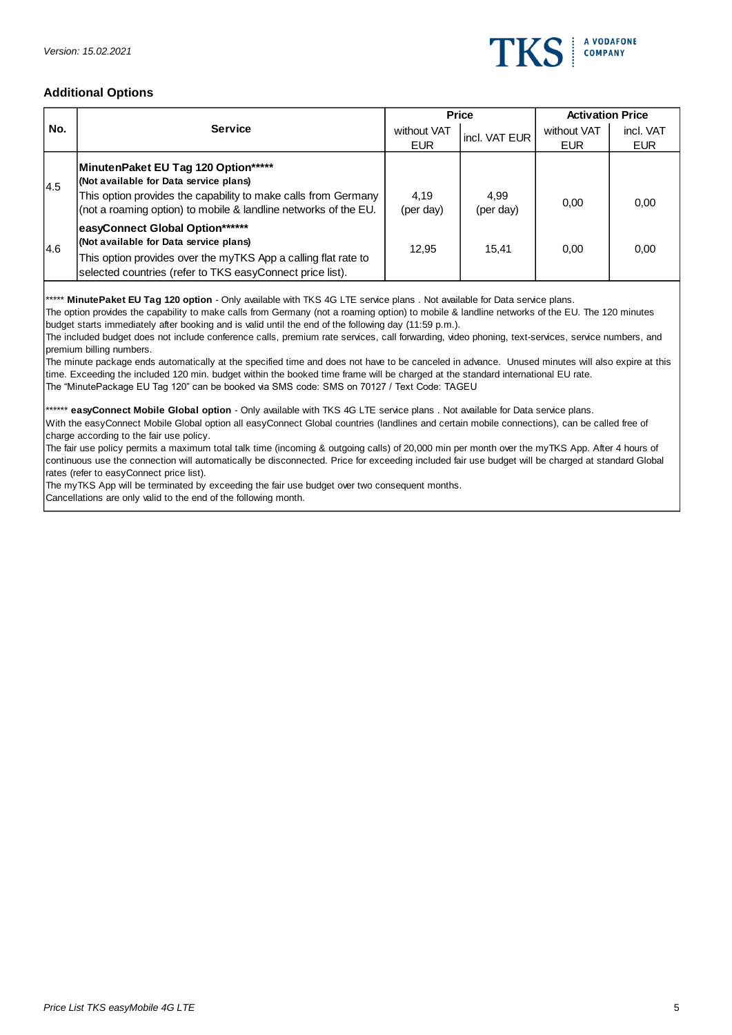*Version: 15.02.2021*

### Additional Options

| No. | Service | Price | | Activation Price | |
|---|---|---|---|---|---|
| | | without VAT EUR | incl. VAT EUR | without VAT EUR | incl. VAT EUR |
| 4.5 | **MinutenPaket EU Tag 120 Option*******<br>**(Not available for Data service plans)**<br>This option provides the capability to make calls from Germany (not a roaming option) to mobile & landline networks of the EU. | 4,19 (per day) | 4,99 (per day) | 0,00 | 0,00 |
| 4.6 | **easyConnect Global Option********<br>**(Not available for Data service plans)**<br>This option provides over the myTKS App a calling flat rate to selected countries (refer to TKS easyConnect price list). | 12,95 | 15,41 | 0,00 | 0,00 |

***** **MinutePaket EU Tag 120 option** - Only available with TKS 4G LTE service plans . Not available for Data service plans.
The option provides the capability to make calls from Germany (not a roaming option) to mobile & landline networks of the EU. The 120 minutes budget starts immediately after booking and is valid until the end of the following day (11:59 p.m.).
The included budget does not include conference calls, premium rate services, call forwarding, video phoning, text-services, service numbers, and premium billing numbers.
The minute package ends automatically at the specified time and does not have to be canceled in advance. Unused minutes will also expire at this time. Exceeding the included 120 min. budget within the booked time frame will be charged at the standard international EU rate.
The "MinutePackage EU Tag 120" can be booked via SMS code: SMS on 70127 / Text Code: TAGEU

****** **easyConnect Mobile Global option** - Only available with TKS 4G LTE service plans . Not available for Data service plans.
With the easyConnect Mobile Global option all easyConnect Global countries (landlines and certain mobile connections), can be called free of charge according to the fair use policy.
The fair use policy permits a maximum total talk time (incoming & outgoing calls) of 20,000 min per month over the myTKS App. After 4 hours of continuous use the connection will automatically be disconnected. Price for exceeding included fair use budget will be charged at standard Global rates (refer to easyConnect price list).
The myTKS App will be terminated by exceeding the fair use budget over two consequent months.
Cancellations are only valid to the end of the following month.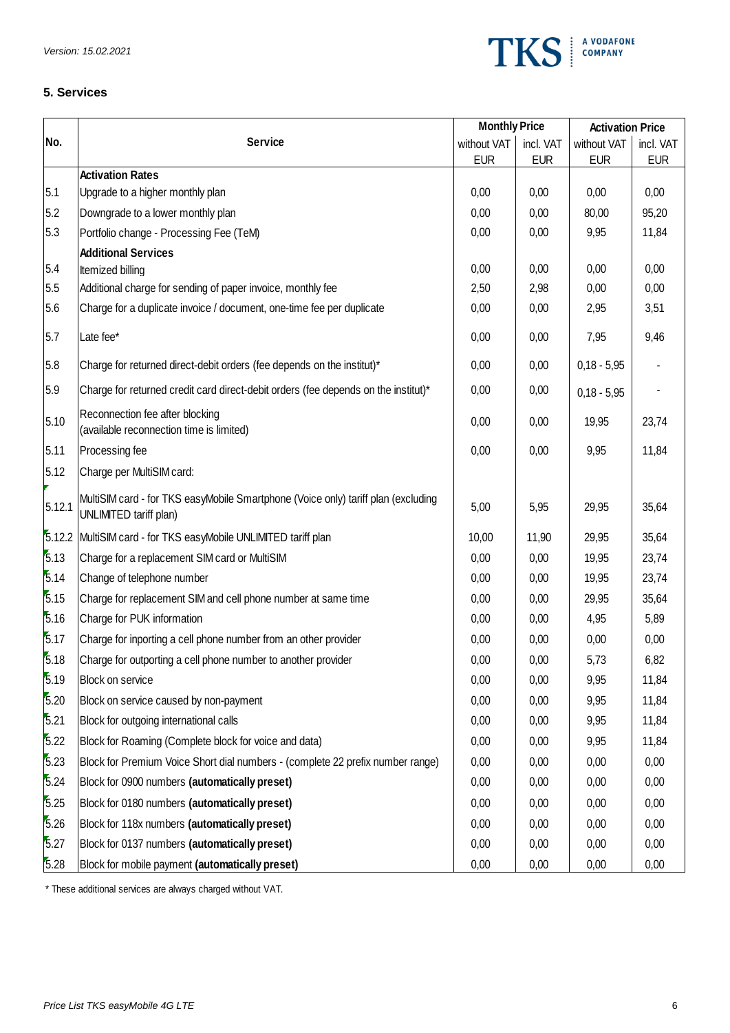## 5. Services

| No. | Service | Monthly Price | | Activation Price | |
|---|---|---|---|---|---|
| | | without VAT EUR | incl. VAT EUR | without VAT EUR | incl. VAT EUR |
| | **Activation Rates** | | | | |
| 5.1 | Upgrade to a higher monthly plan | 0,00 | 0,00 | 0,00 | 0,00 |
| 5.2 | Downgrade to a lower monthly plan | 0,00 | 0,00 | 80,00 | 95,20 |
| 5.3 | Portfolio change - Processing Fee (TeM) | 0,00 | 0,00 | 9,95 | 11,84 |
| | **Additional Services** | | | | |
| 5.4 | Itemized billing | 0,00 | 0,00 | 0,00 | 0,00 |
| 5.5 | Additional charge for sending of paper invoice, monthly fee | 2,50 | 2,98 | 0,00 | 0,00 |
| 5.6 | Charge for a duplicate invoice / document, one-time fee per duplicate | 0,00 | 0,00 | 2,95 | 3,51 |
| 5.7 | Late fee* | 0,00 | 0,00 | 7,95 | 9,46 |
| 5.8 | Charge for returned direct-debit orders (fee depends on the institut)* | 0,00 | 0,00 | 0,18 - 5,95 | - |
| 5.9 | Charge for returned credit card direct-debit orders (fee depends on the institut)* | 0,00 | 0,00 | 0,18 - 5,95 | - |
| 5.10 | Reconnection fee after blocking (available reconnection time is limited) | 0,00 | 0,00 | 19,95 | 23,74 |
| 5.11 | Processing fee | 0,00 | 0,00 | 9,95 | 11,84 |
| 5.12 | Charge per MultiSIM card: | | | | |
| 5.12.1 | MultiSIM card - for TKS easyMobile Smartphone (Voice only) tariff plan (excluding UNLIMITED tariff plan) | 5,00 | 5,95 | 29,95 | 35,64 |
| 5.12.2 | MultiSIM card - for TKS easyMobile UNLIMITED tariff plan | 10,00 | 11,90 | 29,95 | 35,64 |
| 5.13 | Charge for a replacement SIM card or MultiSIM | 0,00 | 0,00 | 19,95 | 23,74 |
| 5.14 | Change of telephone number | 0,00 | 0,00 | 19,95 | 23,74 |
| 5.15 | Charge for replacement SIM and cell phone number at same time | 0,00 | 0,00 | 29,95 | 35,64 |
| 5.16 | Charge for PUK information | 0,00 | 0,00 | 4,95 | 5,89 |
| 5.17 | Charge for inporting a cell phone number from an other provider | 0,00 | 0,00 | 0,00 | 0,00 |
| 5.18 | Charge for outporting a cell phone number to another provider | 0,00 | 0,00 | 5,73 | 6,82 |
| 5.19 | Block on service | 0,00 | 0,00 | 9,95 | 11,84 |
| 5.20 | Block on service caused by non-payment | 0,00 | 0,00 | 9,95 | 11,84 |
| 5.21 | Block for outgoing international calls | 0,00 | 0,00 | 9,95 | 11,84 |
| 5.22 | Block for Roaming (Complete block for voice and data) | 0,00 | 0,00 | 9,95 | 11,84 |
| 5.23 | Block for Premium Voice Short dial numbers - (complete 22 prefix number range) | 0,00 | 0,00 | 0,00 | 0,00 |
| 5.24 | Block for 0900 numbers **(automatically preset)** | 0,00 | 0,00 | 0,00 | 0,00 |
| 5.25 | Block for 0180 numbers **(automatically preset)** | 0,00 | 0,00 | 0,00 | 0,00 |
| 5.26 | Block for 118x numbers **(automatically preset)** | 0,00 | 0,00 | 0,00 | 0,00 |
| 5.27 | Block for 0137 numbers **(automatically preset)** | 0,00 | 0,00 | 0,00 | 0,00 |
| 5.28 | Block for mobile payment **(automatically preset)** | 0,00 | 0,00 | 0,00 | 0,00 |

* These additional services are always charged without VAT.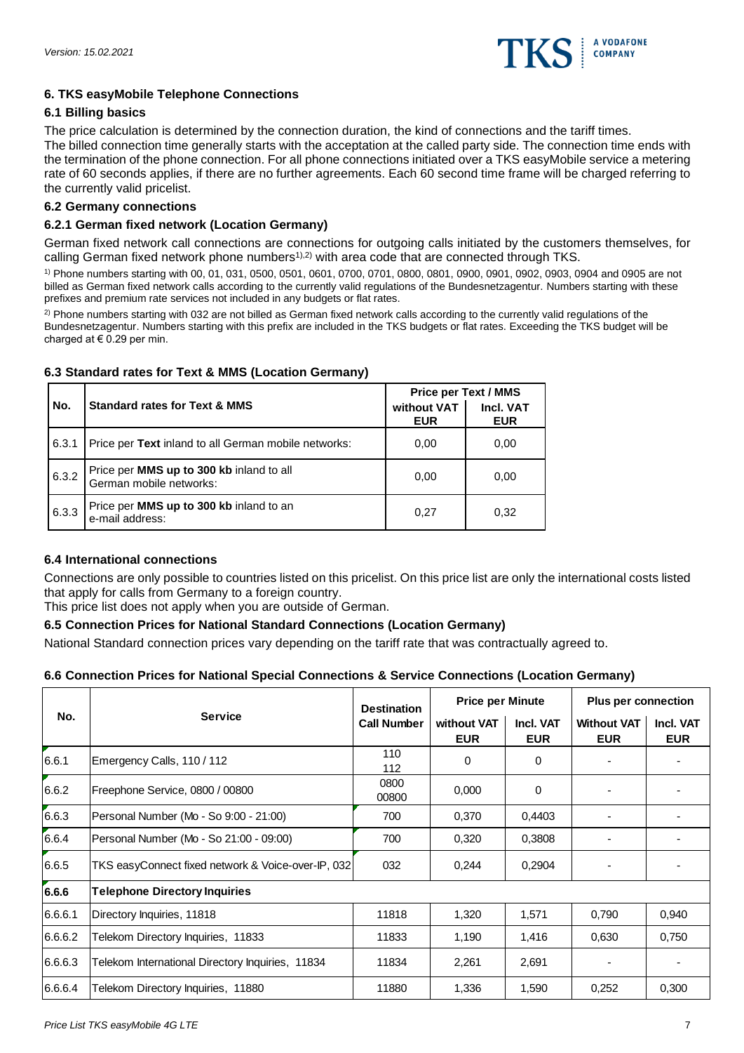## 6. TKS easyMobile Telephone Connections

### 6.1 Billing basics

The price calculation is determined by the connection duration, the kind of connections and the tariff times.
The billed connection time generally starts with the acceptance at the called party side. The connection time ends with the termination of the phone connection. For all phone connections initiated over a TKS easyMobile service a metering rate of 60 seconds applies, if there are no further agreements. Each 60 second time frame will be charged referring to the currently valid pricelist.

### 6.2 Germany connections

#### 6.2.1 German fixed network (Location Germany)

German fixed network call connections are connections for outgoing calls initiated by the customers themselves, for calling German fixed network phone numbers[1),2)] with area code that are connected through TKS.

[1)] Phone numbers starting with 00, 01, 031, 0500, 0501, 0601, 0700, 0701, 0800, 0801, 0900, 0901, 0902, 0903, 0904 and 0905 are not billed as German fixed network calls according to the currently valid regulations of the Bundesnetzagentur. Numbers starting with these prefixes and premium rate services not included in any budgets or flat rates.

[2)] Phone numbers starting with 032 are not billed as German fixed network calls according to the currently valid regulations of the Bundesnetzagentur. Numbers starting with this prefix are included in the TKS budgets or flat rates. Exceeding the TKS budget will be charged at € 0.29 per min.

### 6.3 Standard rates for Text & MMS (Location Germany)

| No. | Standard rates for Text & MMS | Price per Text / MMS | |
|---|---|---|---|
| | | without VAT EUR | Incl. VAT EUR |
| 6.3.1 | Price per **Text** inland to all German mobile networks: | 0,00 | 0,00 |
| 6.3.2 | Price per **MMS up to 300 kb** inland to all German mobile networks: | 0,00 | 0,00 |
| 6.3.3 | Price per **MMS up to 300 kb** inland to an e-mail address: | 0,27 | 0,32 |

### 6.4 International connections

Connections are only possible to countries listed on this pricelist. On this price list are only the international costs listed that apply for calls from Germany to a foreign country.
This price list does not apply when you are outside of German.

### 6.5 Connection Prices for National Standard Connections (Location Germany)

National Standard connection prices vary depending on the tariff rate that was contractually agreed to.

### 6.6 Connection Prices for National Special Connections & Service Connections (Location Germany)

| No. | Service | Destination Call Number | Price per Minute | | Plus per connection | |
|---|---|---|---|---|---|---|
| | | | without VAT EUR | Incl. VAT EUR | Without VAT EUR | Incl. VAT EUR |
| 6.6.1 | Emergency Calls, 110 / 112 | 110<br>112 | 0 | 0 | - | - |
| 6.6.2 | Freephone Service, 0800 / 00800 | 0800<br>00800 | 0,000 | 0 | - | - |
| 6.6.3 | Personal Number (Mo - So 9:00 - 21:00) | 700 | 0,370 | 0,4403 | - | - |
| 6.6.4 | Personal Number (Mo - So 21:00 - 09:00) | 700 | 0,320 | 0,3808 | - | - |
| 6.6.5 | TKS easyConnect fixed network & Voice-over-IP, 032 | 032 | 0,244 | 0,2904 | - | - |
| **6.6.6** | **Telephone Directory Inquiries** | | | | | |
| 6.6.6.1 | Directory Inquiries, 11818 | 11818 | 1,320 | 1,571 | 0,790 | 0,940 |
| 6.6.6.2 | Telekom Directory Inquiries, 11833 | 11833 | 1,190 | 1,416 | 0,630 | 0,750 |
| 6.6.6.3 | Telekom International Directory Inquiries, 11834 | 11834 | 2,261 | 2,691 | - | - |
| 6.6.6.4 | Telekom Directory Inquiries, 11880 | 11880 | 1,336 | 1,590 | 0,252 | 0,300 |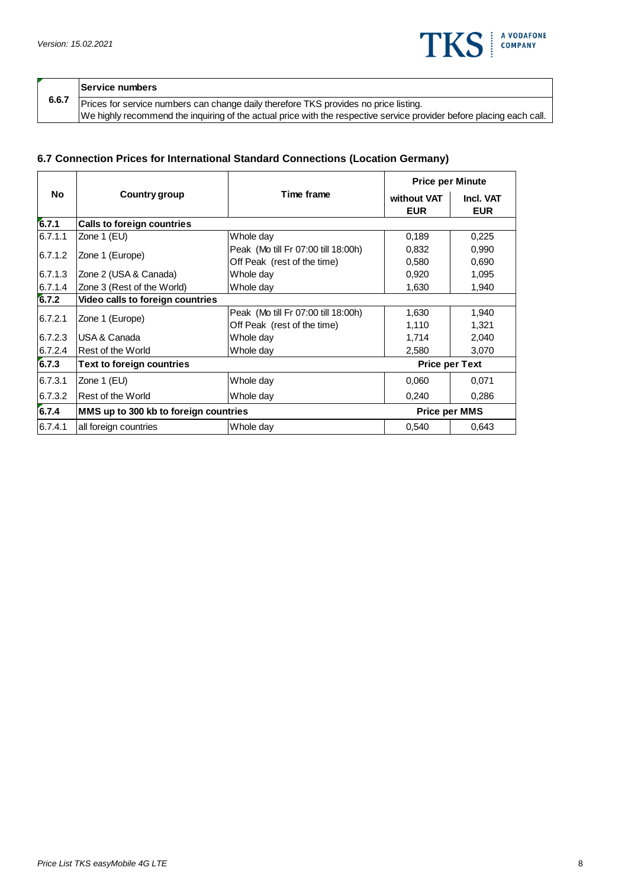| 6.6.7 | Service numbers |
|---|---|
| | Prices for service numbers can change daily therefore TKS provides no price listing.<br>We highly recommend the inquiring of the actual price with the respective service provider before placing each call. |

## 6.7 Connection Prices for International Standard Connections (Location Germany)

| No | Country group | Time frame | Price per Minute | |
|---|---|---|---|---|
| | | | without VAT EUR | Incl. VAT EUR |
| **6.7.1** | **Calls to foreign countries** | | | |
| 6.7.1.1 | Zone 1 (EU) | Whole day | 0,189 | 0,225 |
| 6.7.1.2 | Zone 1 (Europe) | Peak (Mo till Fr 07:00 till 18:00h) | 0,832 | 0,990 |
| | | Off Peak (rest of the time) | 0,580 | 0,690 |
| 6.7.1.3 | Zone 2 (USA & Canada) | Whole day | 0,920 | 1,095 |
| 6.7.1.4 | Zone 3 (Rest of the World) | Whole day | 1,630 | 1,940 |
| **6.7.2** | **Video calls to foreign countries** | | | |
| 6.7.2.1 | Zone 1 (Europe) | Peak (Mo till Fr 07:00 till 18:00h) | 1,630 | 1,940 |
| | | Off Peak (rest of the time) | 1,110 | 1,321 |
| 6.7.2.3 | USA & Canada | Whole day | 1,714 | 2,040 |
| 6.7.2.4 | Rest of the World | Whole day | 2,580 | 3,070 |
| **6.7.3** | **Text to foreign countries** | | **Price per Text** | |
| 6.7.3.1 | Zone 1 (EU) | Whole day | 0,060 | 0,071 |
| 6.7.3.2 | Rest of the World | Whole day | 0,240 | 0,286 |
| **6.7.4** | **MMS up to 300 kb to foreign countries** | | **Price per MMS** | |
| 6.7.4.1 | all foreign countries | Whole day | 0,540 | 0,643 |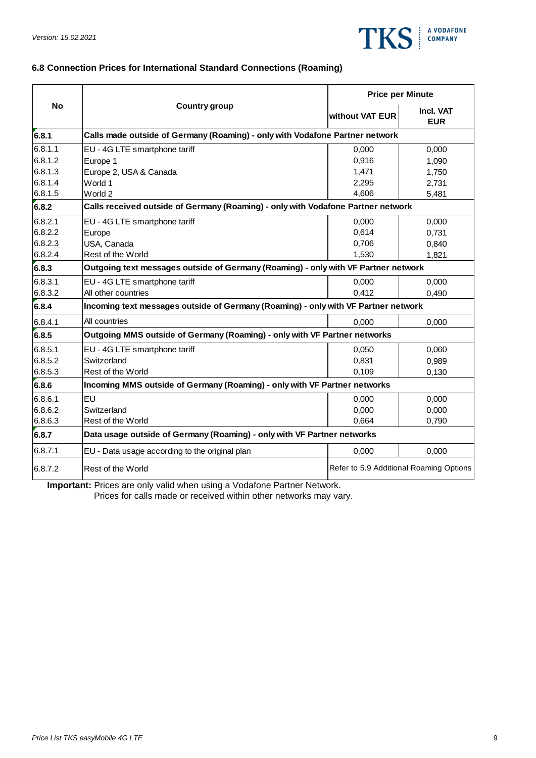## 6.8 Connection Prices for International Standard Connections (Roaming)

| No | Country group | Price per Minute | |
|---|---|---|---|
| | | without VAT EUR | Incl. VAT EUR |
| **6.8.1** | **Calls made outside of Germany (Roaming) - only with Vodafone Partner network** | | |
| 6.8.1.1 | EU - 4G LTE smartphone tariff | 0,000 | 0,000 |
| 6.8.1.2 | Europe 1 | 0,916 | 1,090 |
| 6.8.1.3 | Europe 2, USA & Canada | 1,471 | 1,750 |
| 6.8.1.4 | World 1 | 2,295 | 2,731 |
| 6.8.1.5 | World 2 | 4,606 | 5,481 |
| **6.8.2** | **Calls received outside of Germany (Roaming) - only with Vodafone Partner network** | | |
| 6.8.2.1 | EU - 4G LTE smartphone tariff | 0,000 | 0,000 |
| 6.8.2.2 | Europe | 0,614 | 0,731 |
| 6.8.2.3 | USA, Canada | 0,706 | 0,840 |
| 6.8.2.4 | Rest of the World | 1,530 | 1,821 |
| **6.8.3** | **Outgoing text messages outside of Germany (Roaming) - only with VF Partner network** | | |
| 6.8.3.1 | EU - 4G LTE smartphone tariff | 0,000 | 0,000 |
| 6.8.3.2 | All other countries | 0,412 | 0,490 |
| **6.8.4** | **Incoming text messages outside of Germany (Roaming) - only with VF Partner network** | | |
| 6.8.4.1 | All countries | 0,000 | 0,000 |
| **6.8.5** | **Outgoing MMS outside of Germany (Roaming) - only with VF Partner networks** | | |
| 6.8.5.1 | EU - 4G LTE smartphone tariff | 0,050 | 0,060 |
| 6.8.5.2 | Switzerland | 0,831 | 0,989 |
| 6.8.5.3 | Rest of the World | 0,109 | 0,130 |
| **6.8.6** | **Incoming MMS outside of Germany (Roaming) - only with VF Partner networks** | | |
| 6.8.6.1 | EU | 0,000 | 0,000 |
| 6.8.6.2 | Switzerland | 0,000 | 0,000 |
| 6.8.6.3 | Rest of the World | 0,664 | 0,790 |
| **6.8.7** | **Data usage outside of Germany (Roaming) - only with VF Partner networks** | | |
| 6.8.7.1 | EU - Data usage according to the original plan | 0,000 | 0,000 |
| 6.8.7.2 | Rest of the World | Refer to 5.9 Additional Roaming Options | |

**Important:** Prices are only valid when using a Vodafone Partner Network.
Prices for calls made or received within other networks may vary.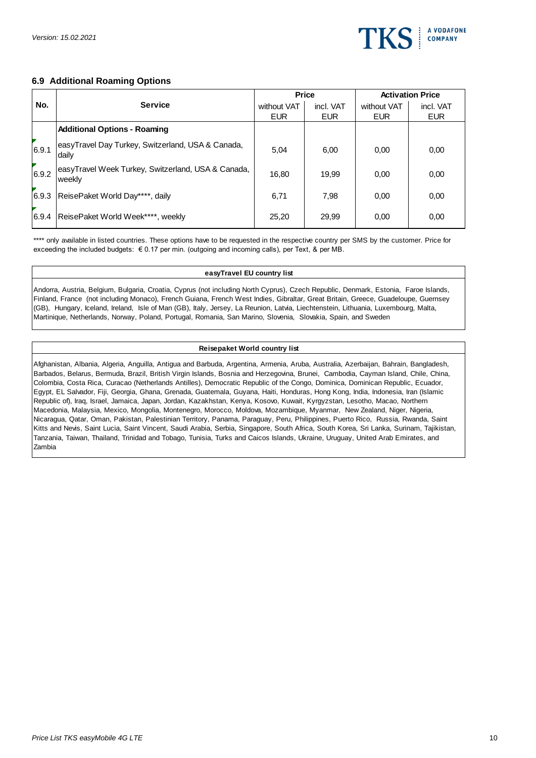## 6.9 Additional Roaming Options

| No. | Service | Price | | Activation Price | |
|---|---|---|---|---|---|
| | | without VAT EUR | incl. VAT EUR | without VAT EUR | incl. VAT EUR |
| | **Additional Options - Roaming** | | | | |
| 6.9.1 | easyTravel Day Turkey, Switzerland, USA & Canada, daily | 5,04 | 6,00 | 0,00 | 0,00 |
| 6.9.2 | easyTravel Week Turkey, Switzerland, USA & Canada, weekly | 16,80 | 19,99 | 0,00 | 0,00 |
| 6.9.3 | ReisePaket World Day****, daily | 6,71 | 7,98 | 0,00 | 0,00 |
| 6.9.4 | ReisePaket World Week****, weekly | 25,20 | 29,99 | 0,00 | 0,00 |

**** only available in listed countries. These options have to be requested in the respective country per SMS by the customer. Price for exceeding the included budgets: € 0.17 per min. (outgoing and incoming calls), per Text, & per MB.

**easyTravel EU country list**

Andorra, Austria, Belgium, Bulgaria, Croatia, Cyprus (not including North Cyprus), Czech Republic, Denmark, Estonia, Faroe Islands, Finland, France (not including Monaco), French Guiana, French West Indies, Gibraltar, Great Britain, Greece, Guadeloupe, Guernsey (GB), Hungary, Iceland, Ireland, Isle of Man (GB), Italy, Jersey, La Reunion, Latvia, Liechtenstein, Lithuania, Luxembourg, Malta, Martinique, Netherlands, Norway, Poland, Portugal, Romania, San Marino, Slovenia, Slovakia, Spain, and Sweden

**Reisepaket World country list**

Afghanistan, Albania, Algeria, Anguilla, Antigua and Barbuda, Argentina, Armenia, Aruba, Australia, Azerbaijan, Bahrain, Bangladesh, Barbados, Belarus, Bermuda, Brazil, British Virgin Islands, Bosnia and Herzegovina, Brunei, Cambodia, Cayman Island, Chile, China, Colombia, Costa Rica, Curacao (Netherlands Antilles), Democratic Republic of the Congo, Dominica, Dominican Republic, Ecuador, Egypt, EL Salvador, Fiji, Georgia, Ghana, Grenada, Guatemala, Guyana, Haiti, Honduras, Hong Kong, India, Indonesia, Iran (Islamic Republic of), Iraq, Israel, Jamaica, Japan, Jordan, Kazakhstan, Kenya, Kosovo, Kuwait, Kyrgyzstan, Lesotho, Macao, Northern Macedonia, Malaysia, Mexico, Mongolia, Montenegro, Morocco, Moldova, Mozambique, Myanmar, New Zealand, Niger, Nigeria, Nicaragua, Qatar, Oman, Pakistan, Palestinian Territory, Panama, Paraguay, Peru, Philippines, Puerto Rico, Russia, Rwanda, Saint Kitts and Nevis, Saint Lucia, Saint Vincent, Saudi Arabia, Serbia, Singapore, South Africa, South Korea, Sri Lanka, Surinam, Tajikistan, Tanzania, Taiwan, Thailand, Trinidad and Tobago, Tunisia, Turks and Caicos Islands, Ukraine, Uruguay, United Arab Emirates, and Zambia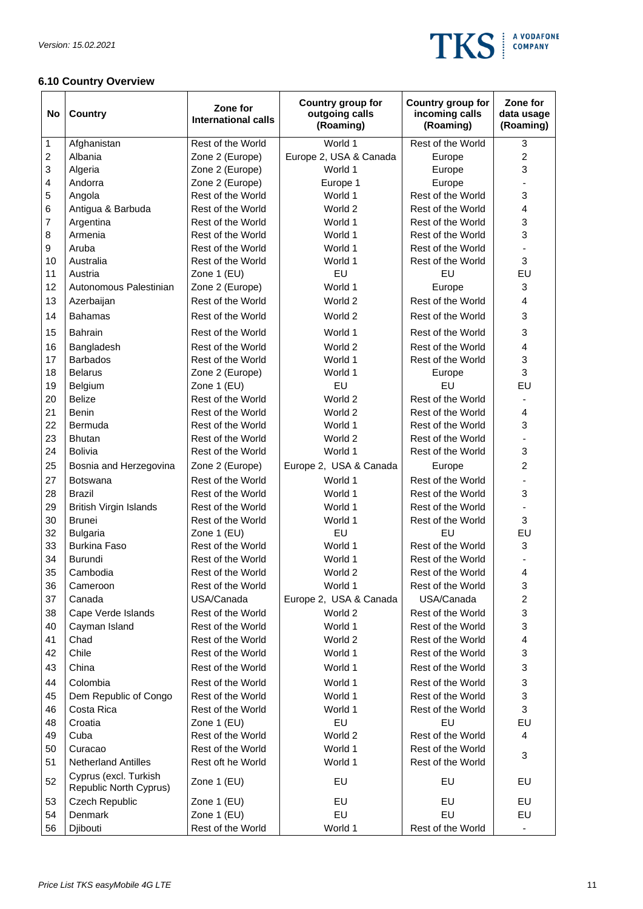### 6.10 Country Overview

| No | Country | Zone for International calls | Country group for outgoing calls (Roaming) | Country group for incoming calls (Roaming) | Zone for data usage (Roaming) |
|---|---|---|---|---|---|
| 1 | Afghanistan | Rest of the World | World 1 | Rest of the World | 3 |
| 2 | Albania | Zone 2 (Europe) | Europe 2, USA & Canada | Europe | 2 |
| 3 | Algeria | Zone 2 (Europe) | World 1 | Europe | 3 |
| 4 | Andorra | Zone 2 (Europe) | Europe 1 | Europe | - |
| 5 | Angola | Rest of the World | World 1 | Rest of the World | 3 |
| 6 | Antigua & Barbuda | Rest of the World | World 2 | Rest of the World | 4 |
| 7 | Argentina | Rest of the World | World 1 | Rest of the World | 3 |
| 8 | Armenia | Rest of the World | World 1 | Rest of the World | 3 |
| 9 | Aruba | Rest of the World | World 1 | Rest of the World | - |
| 10 | Australia | Rest of the World | World 1 | Rest of the World | 3 |
| 11 | Austria | Zone 1 (EU) | EU | EU | EU |
| 12 | Autonomous Palestinian | Zone 2 (Europe) | World 1 | Europe | 3 |
| 13 | Azerbaijan | Rest of the World | World 2 | Rest of the World | 4 |
| 14 | Bahamas | Rest of the World | World 2 | Rest of the World | 3 |
| 15 | Bahrain | Rest of the World | World 1 | Rest of the World | 3 |
| 16 | Bangladesh | Rest of the World | World 2 | Rest of the World | 4 |
| 17 | Barbados | Rest of the World | World 1 | Rest of the World | 3 |
| 18 | Belarus | Zone 2 (Europe) | World 1 | Europe | 3 |
| 19 | Belgium | Zone 1 (EU) | EU | EU | EU |
| 20 | Belize | Rest of the World | World 2 | Rest of the World | - |
| 21 | Benin | Rest of the World | World 2 | Rest of the World | 4 |
| 22 | Bermuda | Rest of the World | World 1 | Rest of the World | 3 |
| 23 | Bhutan | Rest of the World | World 2 | Rest of the World | - |
| 24 | Bolivia | Rest of the World | World 1 | Rest of the World | 3 |
| 25 | Bosnia and Herzegovina | Zone 2 (Europe) | Europe 2, USA & Canada | Europe | 2 |
| 27 | Botswana | Rest of the World | World 1 | Rest of the World | - |
| 28 | Brazil | Rest of the World | World 1 | Rest of the World | 3 |
| 29 | British Virgin Islands | Rest of the World | World 1 | Rest of the World | - |
| 30 | Brunei | Rest of the World | World 1 | Rest of the World | 3 |
| 32 | Bulgaria | Zone 1 (EU) | EU | EU | EU |
| 33 | Burkina Faso | Rest of the World | World 1 | Rest of the World | 3 |
| 34 | Burundi | Rest of the World | World 1 | Rest of the World | - |
| 35 | Cambodia | Rest of the World | World 2 | Rest of the World | 4 |
| 36 | Cameroon | Rest of the World | World 1 | Rest of the World | 3 |
| 37 | Canada | USA/Canada | Europe 2, USA & Canada | USA/Canada | 2 |
| 38 | Cape Verde Islands | Rest of the World | World 2 | Rest of the World | 3 |
| 40 | Cayman Island | Rest of the World | World 1 | Rest of the World | 3 |
| 41 | Chad | Rest of the World | World 2 | Rest of the World | 4 |
| 42 | Chile | Rest of the World | World 1 | Rest of the World | 3 |
| 43 | China | Rest of the World | World 1 | Rest of the World | 3 |
| 44 | Colombia | Rest of the World | World 1 | Rest of the World | 3 |
| 45 | Dem Republic of Congo | Rest of the World | World 1 | Rest of the World | 3 |
| 46 | Costa Rica | Rest of the World | World 1 | Rest of the World | 3 |
| 48 | Croatia | Zone 1 (EU) | EU | EU | EU |
| 49 | Cuba | Rest of the World | World 2 | Rest of the World | 4 |
| 50 | Curacao | Rest of the World | World 1 | Rest of the World | 3 |
| 51 | Netherland Antilles | Rest oft he World | World 1 | Rest of the World | 3 |
| 52 | Cyprus (excl. Turkish Republic North Cyprus) | Zone 1 (EU) | EU | EU | EU |
| 53 | Czech Republic | Zone 1 (EU) | EU | EU | EU |
| 54 | Denmark | Zone 1 (EU) | EU | EU | EU |
| 56 | Djibouti | Rest of the World | World 1 | Rest of the World | - |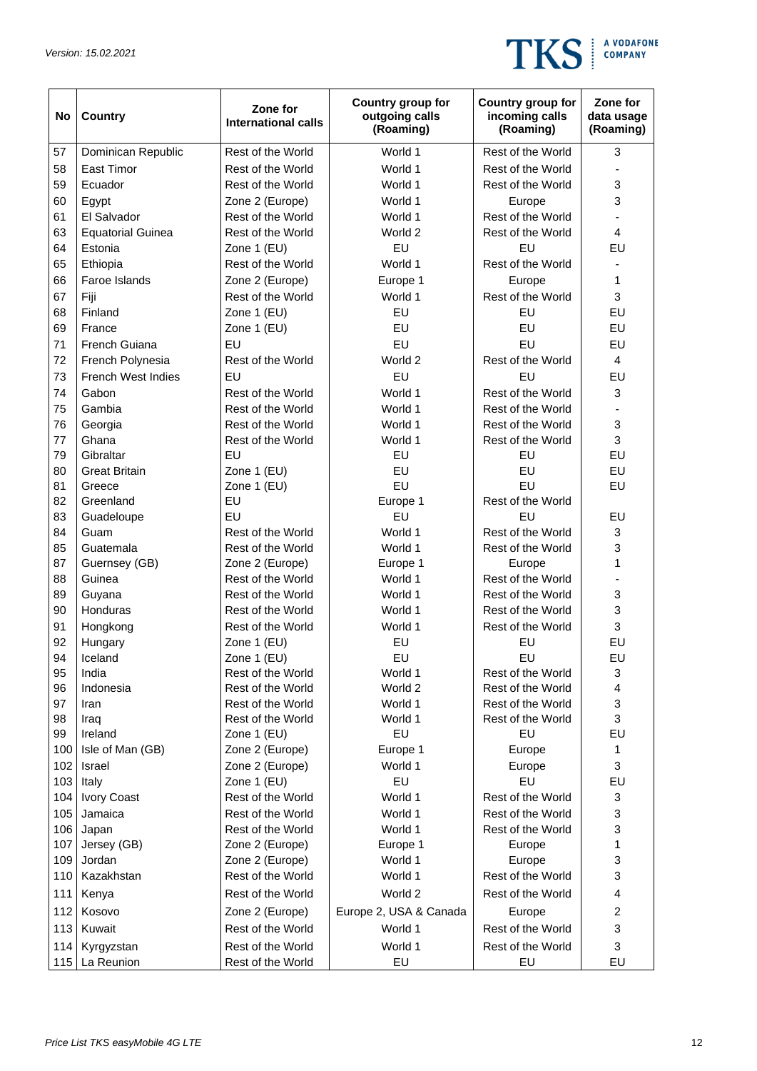Version: 15.02.2021

| No | Country | Zone for International calls | Country group for outgoing calls (Roaming) | Country group for incoming calls (Roaming) | Zone for data usage (Roaming) |
|---|---|---|---|---|---|
| 57 | Dominican Republic | Rest of the World | World 1 | Rest of the World | 3 |
| 58 | East Timor | Rest of the World | World 1 | Rest of the World | - |
| 59 | Ecuador | Rest of the World | World 1 | Rest of the World | 3 |
| 60 | Egypt | Zone 2 (Europe) | World 1 | Europe | 3 |
| 61 | El Salvador | Rest of the World | World 1 | Rest of the World | - |
| 63 | Equatorial Guinea | Rest of the World | World 2 | Rest of the World | 4 |
| 64 | Estonia | Zone 1 (EU) | EU | EU | EU |
| 65 | Ethiopia | Rest of the World | World 1 | Rest of the World | - |
| 66 | Faroe Islands | Zone 2 (Europe) | Europe 1 | Europe | 1 |
| 67 | Fiji | Rest of the World | World 1 | Rest of the World | 3 |
| 68 | Finland | Zone 1 (EU) | EU | EU | EU |
| 69 | France | Zone 1 (EU) | EU | EU | EU |
| 71 | French Guiana | EU | EU | EU | EU |
| 72 | French Polynesia | Rest of the World | World 2 | Rest of the World | 4 |
| 73 | French West Indies | EU | EU | EU | EU |
| 74 | Gabon | Rest of the World | World 1 | Rest of the World | 3 |
| 75 | Gambia | Rest of the World | World 1 | Rest of the World | - |
| 76 | Georgia | Rest of the World | World 1 | Rest of the World | 3 |
| 77 | Ghana | Rest of the World | World 1 | Rest of the World | 3 |
| 79 | Gibraltar | EU | EU | EU | EU |
| 80 | Great Britain | Zone 1 (EU) | EU | EU | EU |
| 81 | Greece | Zone 1 (EU) | EU | EU | EU |
| 82 | Greenland | EU | Europe 1 | Rest of the World | |
| 83 | Guadeloupe | EU | EU | EU | EU |
| 84 | Guam | Rest of the World | World 1 | Rest of the World | 3 |
| 85 | Guatemala | Rest of the World | World 1 | Rest of the World | 3 |
| 87 | Guernsey (GB) | Zone 2 (Europe) | Europe 1 | Europe | 1 |
| 88 | Guinea | Rest of the World | World 1 | Rest of the World | - |
| 89 | Guyana | Rest of the World | World 1 | Rest of the World | 3 |
| 90 | Honduras | Rest of the World | World 1 | Rest of the World | 3 |
| 91 | Hongkong | Rest of the World | World 1 | Rest of the World | 3 |
| 92 | Hungary | Zone 1 (EU) | EU | EU | EU |
| 94 | Iceland | Zone 1 (EU) | EU | EU | EU |
| 95 | India | Rest of the World | World 1 | Rest of the World | 3 |
| 96 | Indonesia | Rest of the World | World 2 | Rest of the World | 4 |
| 97 | Iran | Rest of the World | World 1 | Rest of the World | 3 |
| 98 | Iraq | Rest of the World | World 1 | Rest of the World | 3 |
| 99 | Ireland | Zone 1 (EU) | EU | EU | EU |
| 100 | Isle of Man (GB) | Zone 2 (Europe) | Europe 1 | Europe | 1 |
| 102 | Israel | Zone 2 (Europe) | World 1 | Europe | 3 |
| 103 | Italy | Zone 1 (EU) | EU | EU | EU |
| 104 | Ivory Coast | Rest of the World | World 1 | Rest of the World | 3 |
| 105 | Jamaica | Rest of the World | World 1 | Rest of the World | 3 |
| 106 | Japan | Rest of the World | World 1 | Rest of the World | 3 |
| 107 | Jersey (GB) | Zone 2 (Europe) | Europe 1 | Europe | 1 |
| 109 | Jordan | Zone 2 (Europe) | World 1 | Europe | 3 |
| 110 | Kazakhstan | Rest of the World | World 1 | Rest of the World | 3 |
| 111 | Kenya | Rest of the World | World 2 | Rest of the World | 4 |
| 112 | Kosovo | Zone 2 (Europe) | Europe 2, USA & Canada | Europe | 2 |
| 113 | Kuwait | Rest of the World | World 1 | Rest of the World | 3 |
| 114 | Kyrgyzstan | Rest of the World | World 1 | Rest of the World | 3 |
| 115 | La Reunion | Rest of the World | EU | EU | EU |

Price List TKS easyMobile 4G LTE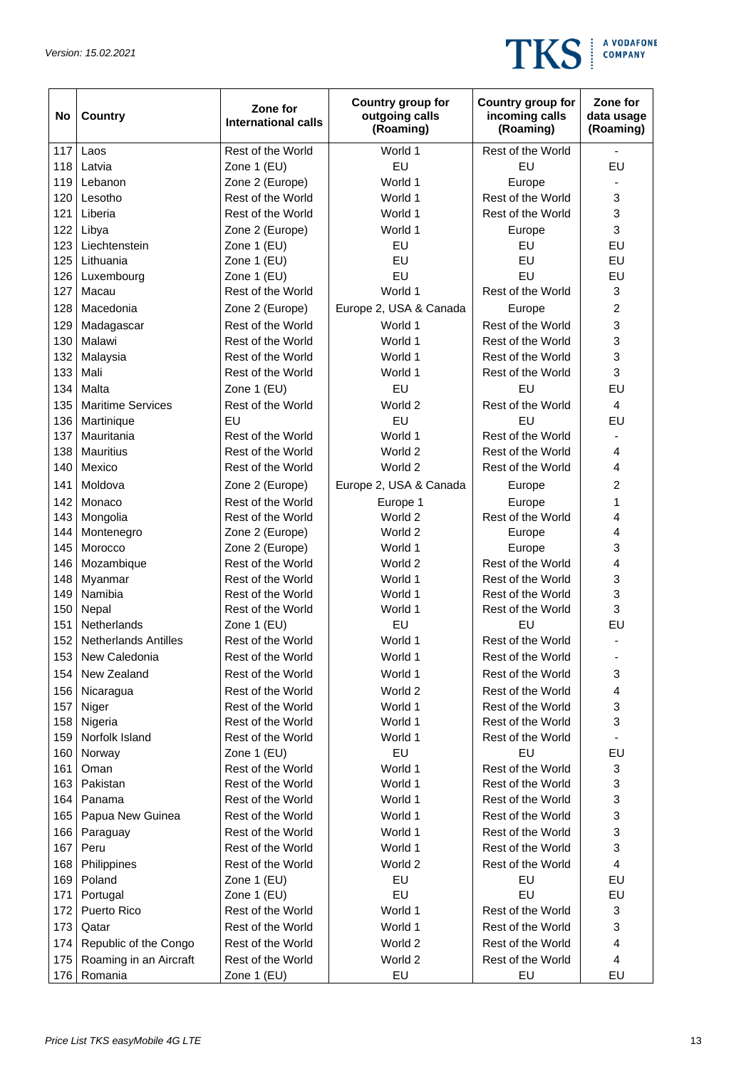| No | Country | Zone for International calls | Country group for outgoing calls (Roaming) | Country group for incoming calls (Roaming) | Zone for data usage (Roaming) |
|---|---|---|---|---|---|
| 117 | Laos | Rest of the World | World 1 | Rest of the World | - |
| 118 | Latvia | Zone 1 (EU) | EU | EU | EU |
| 119 | Lebanon | Zone 2 (Europe) | World 1 | Europe | - |
| 120 | Lesotho | Rest of the World | World 1 | Rest of the World | 3 |
| 121 | Liberia | Rest of the World | World 1 | Rest of the World | 3 |
| 122 | Libya | Zone 2 (Europe) | World 1 | Europe | 3 |
| 123 | Liechtenstein | Zone 1 (EU) | EU | EU | EU |
| 125 | Lithuania | Zone 1 (EU) | EU | EU | EU |
| 126 | Luxembourg | Zone 1 (EU) | EU | EU | EU |
| 127 | Macau | Rest of the World | World 1 | Rest of the World | 3 |
| 128 | Macedonia | Zone 2 (Europe) | Europe 2, USA & Canada | Europe | 2 |
| 129 | Madagascar | Rest of the World | World 1 | Rest of the World | 3 |
| 130 | Malawi | Rest of the World | World 1 | Rest of the World | 3 |
| 132 | Malaysia | Rest of the World | World 1 | Rest of the World | 3 |
| 133 | Mali | Rest of the World | World 1 | Rest of the World | 3 |
| 134 | Malta | Zone 1 (EU) | EU | EU | EU |
| 135 | Maritime Services | Rest of the World | World 2 | Rest of the World | 4 |
| 136 | Martinique | EU | EU | EU | EU |
| 137 | Mauritania | Rest of the World | World 1 | Rest of the World | - |
| 138 | Mauritius | Rest of the World | World 2 | Rest of the World | 4 |
| 140 | Mexico | Rest of the World | World 2 | Rest of the World | 4 |
| 141 | Moldova | Zone 2 (Europe) | Europe 2, USA & Canada | Europe | 2 |
| 142 | Monaco | Rest of the World | Europe 1 | Europe | 1 |
| 143 | Mongolia | Rest of the World | World 2 | Rest of the World | 4 |
| 144 | Montenegro | Zone 2 (Europe) | World 2 | Europe | 4 |
| 145 | Morocco | Zone 2 (Europe) | World 1 | Europe | 3 |
| 146 | Mozambique | Rest of the World | World 2 | Rest of the World | 4 |
| 148 | Myanmar | Rest of the World | World 1 | Rest of the World | 3 |
| 149 | Namibia | Rest of the World | World 1 | Rest of the World | 3 |
| 150 | Nepal | Rest of the World | World 1 | Rest of the World | 3 |
| 151 | Netherlands | Zone 1 (EU) | EU | EU | EU |
| 152 | Netherlands Antilles | Rest of the World | World 1 | Rest of the World | - |
| 153 | New Caledonia | Rest of the World | World 1 | Rest of the World | - |
| 154 | New Zealand | Rest of the World | World 1 | Rest of the World | 3 |
| 156 | Nicaragua | Rest of the World | World 2 | Rest of the World | 4 |
| 157 | Niger | Rest of the World | World 1 | Rest of the World | 3 |
| 158 | Nigeria | Rest of the World | World 1 | Rest of the World | 3 |
| 159 | Norfolk Island | Rest of the World | World 1 | Rest of the World | - |
| 160 | Norway | Zone 1 (EU) | EU | EU | EU |
| 161 | Oman | Rest of the World | World 1 | Rest of the World | 3 |
| 163 | Pakistan | Rest of the World | World 1 | Rest of the World | 3 |
| 164 | Panama | Rest of the World | World 1 | Rest of the World | 3 |
| 165 | Papua New Guinea | Rest of the World | World 1 | Rest of the World | 3 |
| 166 | Paraguay | Rest of the World | World 1 | Rest of the World | 3 |
| 167 | Peru | Rest of the World | World 1 | Rest of the World | 3 |
| 168 | Philippines | Rest of the World | World 2 | Rest of the World | 4 |
| 169 | Poland | Zone 1 (EU) | EU | EU | EU |
| 171 | Portugal | Zone 1 (EU) | EU | EU | EU |
| 172 | Puerto Rico | Rest of the World | World 1 | Rest of the World | 3 |
| 173 | Qatar | Rest of the World | World 1 | Rest of the World | 3 |
| 174 | Republic of the Congo | Rest of the World | World 2 | Rest of the World | 4 |
| 175 | Roaming in an Aircraft | Rest of the World | World 2 | Rest of the World | 4 |
| 176 | Romania | Zone 1 (EU) | EU | EU | EU |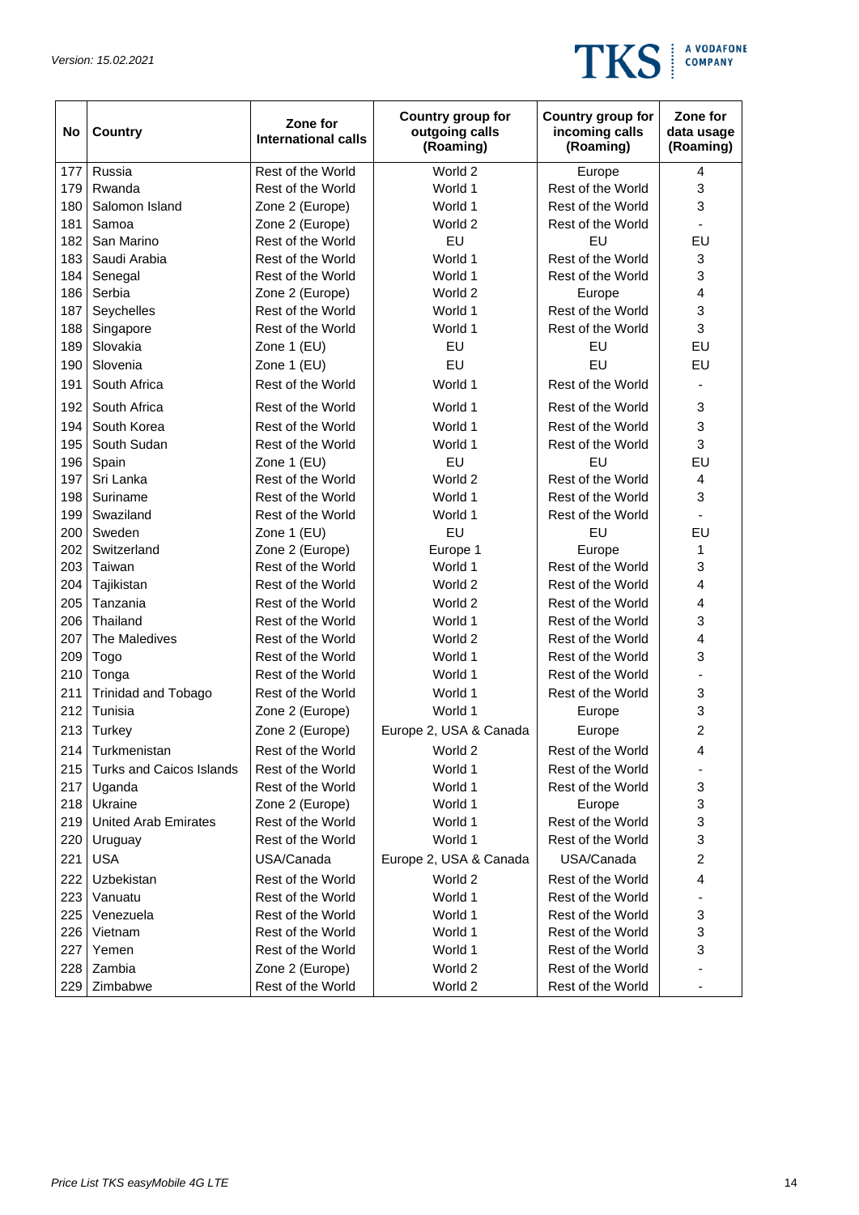| No | Country | Zone for International calls | Country group for outgoing calls (Roaming) | Country group for incoming calls (Roaming) | Zone for data usage (Roaming) |
|---|---|---|---|---|---|
| 177 | Russia | Rest of the World | World 2 | Europe | 4 |
| 179 | Rwanda | Rest of the World | World 1 | Rest of the World | 3 |
| 180 | Salomon Island | Zone 2 (Europe) | World 1 | Rest of the World | 3 |
| 181 | Samoa | Zone 2 (Europe) | World 2 | Rest of the World | - |
| 182 | San Marino | Rest of the World | EU | EU | EU |
| 183 | Saudi Arabia | Rest of the World | World 1 | Rest of the World | 3 |
| 184 | Senegal | Rest of the World | World 1 | Rest of the World | 3 |
| 186 | Serbia | Zone 2 (Europe) | World 2 | Europe | 4 |
| 187 | Seychelles | Rest of the World | World 1 | Rest of the World | 3 |
| 188 | Singapore | Rest of the World | World 1 | Rest of the World | 3 |
| 189 | Slovakia | Zone 1 (EU) | EU | EU | EU |
| 190 | Slovenia | Zone 1 (EU) | EU | EU | EU |
| 191 | South Africa | Rest of the World | World 1 | Rest of the World | - |
| 192 | South Africa | Rest of the World | World 1 | Rest of the World | 3 |
| 194 | South Korea | Rest of the World | World 1 | Rest of the World | 3 |
| 195 | South Sudan | Rest of the World | World 1 | Rest of the World | 3 |
| 196 | Spain | Zone 1 (EU) | EU | EU | EU |
| 197 | Sri Lanka | Rest of the World | World 2 | Rest of the World | 4 |
| 198 | Suriname | Rest of the World | World 1 | Rest of the World | 3 |
| 199 | Swaziland | Rest of the World | World 1 | Rest of the World | - |
| 200 | Sweden | Zone 1 (EU) | EU | EU | EU |
| 202 | Switzerland | Zone 2 (Europe) | Europe 1 | Europe | 1 |
| 203 | Taiwan | Rest of the World | World 1 | Rest of the World | 3 |
| 204 | Tajikistan | Rest of the World | World 2 | Rest of the World | 4 |
| 205 | Tanzania | Rest of the World | World 2 | Rest of the World | 4 |
| 206 | Thailand | Rest of the World | World 1 | Rest of the World | 3 |
| 207 | The Maledives | Rest of the World | World 2 | Rest of the World | 4 |
| 209 | Togo | Rest of the World | World 1 | Rest of the World | 3 |
| 210 | Tonga | Rest of the World | World 1 | Rest of the World | - |
| 211 | Trinidad and Tobago | Rest of the World | World 1 | Rest of the World | 3 |
| 212 | Tunisia | Zone 2 (Europe) | World 1 | Europe | 3 |
| 213 | Turkey | Zone 2 (Europe) | Europe 2, USA & Canada | Europe | 2 |
| 214 | Turkmenistan | Rest of the World | World 2 | Rest of the World | 4 |
| 215 | Turks and Caicos Islands | Rest of the World | World 1 | Rest of the World | - |
| 217 | Uganda | Rest of the World | World 1 | Rest of the World | 3 |
| 218 | Ukraine | Zone 2 (Europe) | World 1 | Europe | 3 |
| 219 | United Arab Emirates | Rest of the World | World 1 | Rest of the World | 3 |
| 220 | Uruguay | Rest of the World | World 1 | Rest of the World | 3 |
| 221 | USA | USA/Canada | Europe 2, USA & Canada | USA/Canada | 2 |
| 222 | Uzbekistan | Rest of the World | World 2 | Rest of the World | 4 |
| 223 | Vanuatu | Rest of the World | World 1 | Rest of the World | - |
| 225 | Venezuela | Rest of the World | World 1 | Rest of the World | 3 |
| 226 | Vietnam | Rest of the World | World 1 | Rest of the World | 3 |
| 227 | Yemen | Rest of the World | World 1 | Rest of the World | 3 |
| 228 | Zambia | Zone 2 (Europe) | World 2 | Rest of the World | - |
| 229 | Zimbabwe | Rest of the World | World 2 | Rest of the World | - |